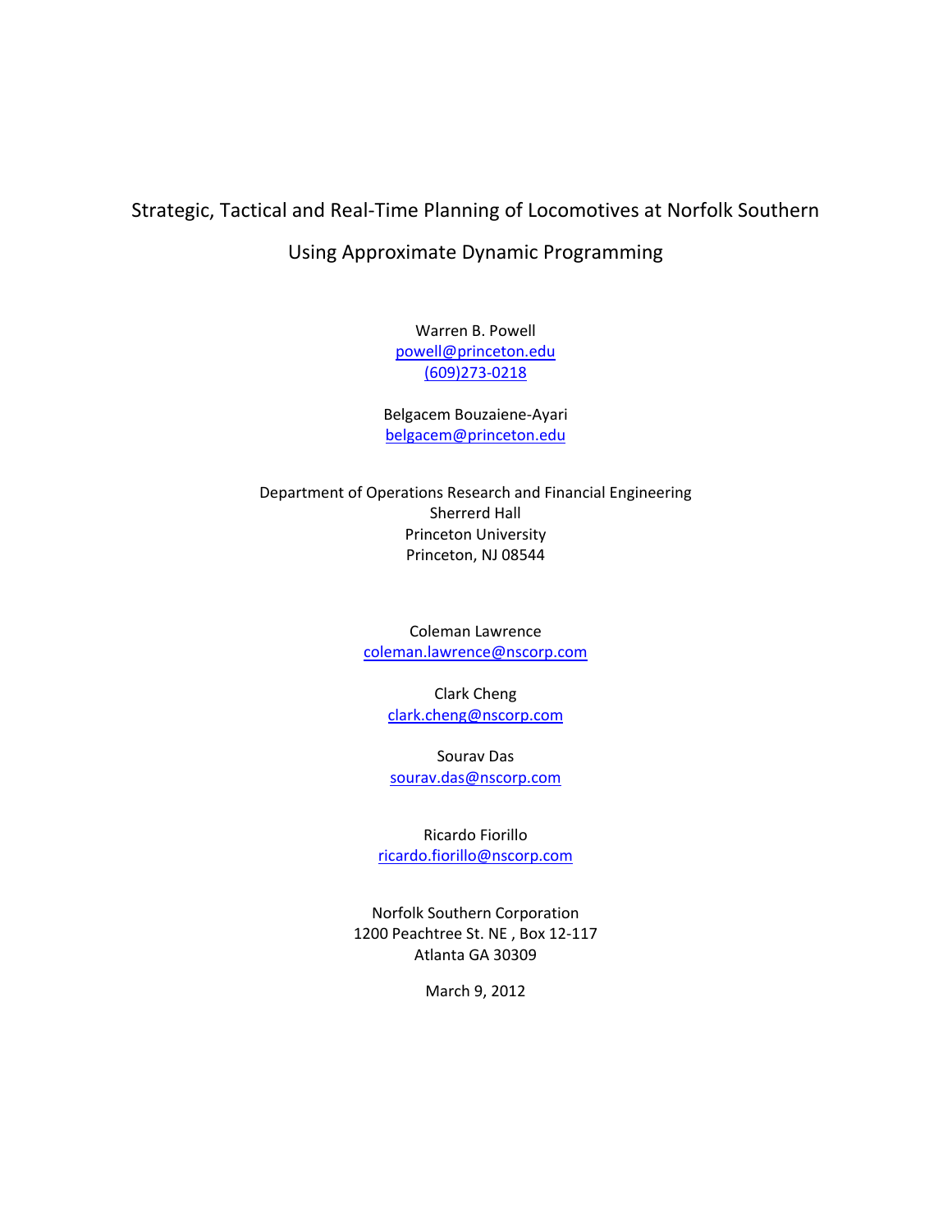# Strategic, Tactical and Real-Time Planning of Locomotives at Norfolk Southern Using Approximate Dynamic Programming

Warren B. Powell
powell@princeton.edu
(609)273-0218

Belgacem Bouzaiene-Ayari
belgacem@princeton.edu

Department of Operations Research and Financial Engineering
Sherrerd Hall
Princeton University
Princeton, NJ 08544

Coleman Lawrence
coleman.lawrence@nscorp.com

Clark Cheng
clark.cheng@nscorp.com

Sourav Das
sourav.das@nscorp.com

Ricardo Fiorillo
ricardo.fiorillo@nscorp.com

Norfolk Southern Corporation
1200 Peachtree St. NE , Box 12-117
Atlanta GA 30309

March 9, 2012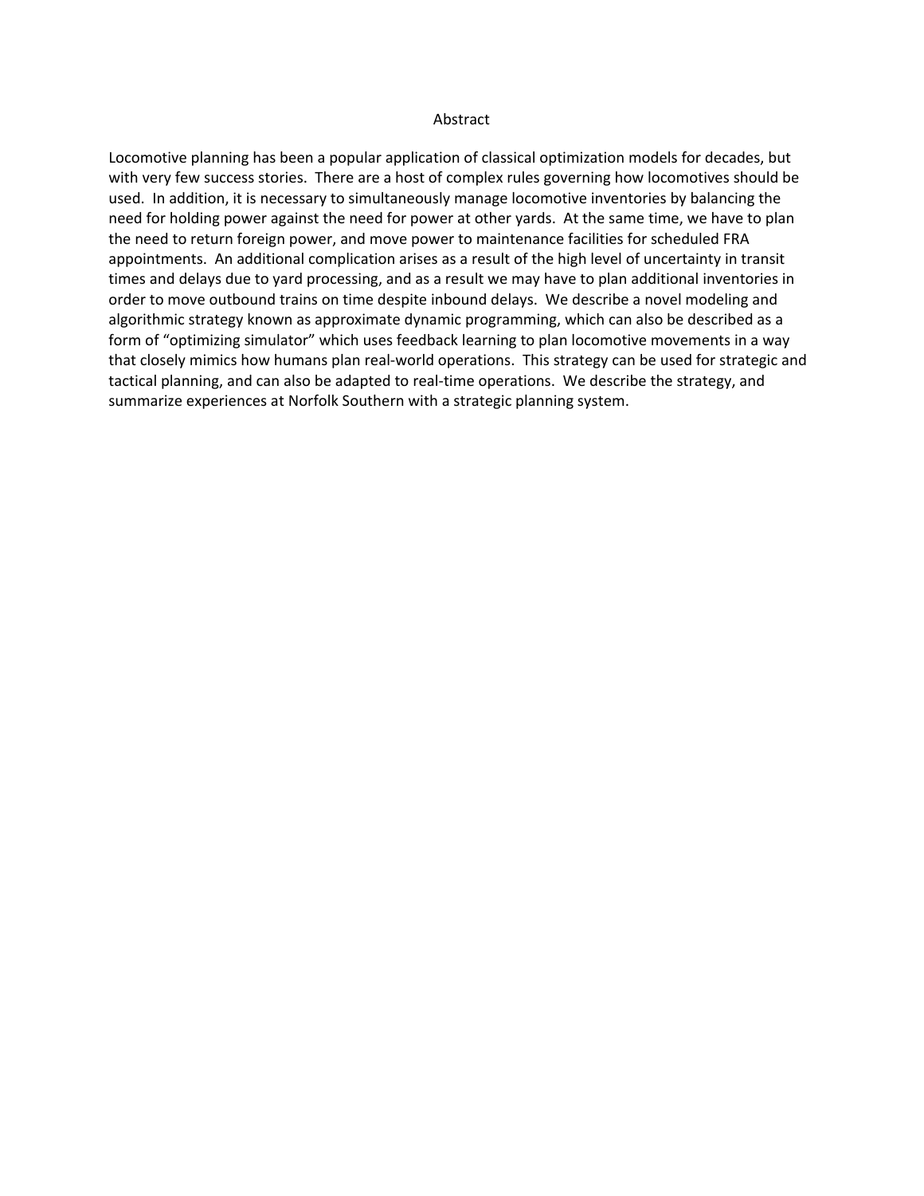## Abstract

Locomotive planning has been a popular application of classical optimization models for decades, but with very few success stories. There are a host of complex rules governing how locomotives should be used. In addition, it is necessary to simultaneously manage locomotive inventories by balancing the need for holding power against the need for power at other yards. At the same time, we have to plan the need to return foreign power, and move power to maintenance facilities for scheduled FRA appointments. An additional complication arises as a result of the high level of uncertainty in transit times and delays due to yard processing, and as a result we may have to plan additional inventories in order to move outbound trains on time despite inbound delays. We describe a novel modeling and algorithmic strategy known as approximate dynamic programming, which can also be described as a form of "optimizing simulator" which uses feedback learning to plan locomotive movements in a way that closely mimics how humans plan real-world operations. This strategy can be used for strategic and tactical planning, and can also be adapted to real-time operations. We describe the strategy, and summarize experiences at Norfolk Southern with a strategic planning system.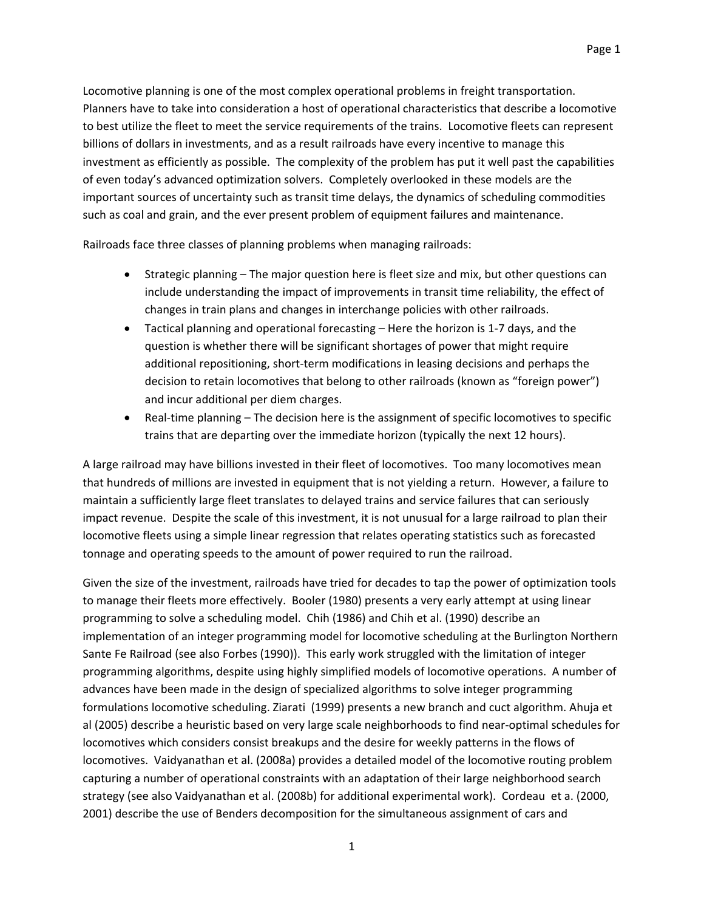Locomotive planning is one of the most complex operational problems in freight transportation. Planners have to take into consideration a host of operational characteristics that describe a locomotive to best utilize the fleet to meet the service requirements of the trains. Locomotive fleets can represent billions of dollars in investments, and as a result railroads have every incentive to manage this investment as efficiently as possible. The complexity of the problem has put it well past the capabilities of even today's advanced optimization solvers. Completely overlooked in these models are the important sources of uncertainty such as transit time delays, the dynamics of scheduling commodities such as coal and grain, and the ever present problem of equipment failures and maintenance.

Railroads face three classes of planning problems when managing railroads:

- Strategic planning – The major question here is fleet size and mix, but other questions can include understanding the impact of improvements in transit time reliability, the effect of changes in train plans and changes in interchange policies with other railroads.
- Tactical planning and operational forecasting – Here the horizon is 1-7 days, and the question is whether there will be significant shortages of power that might require additional repositioning, short-term modifications in leasing decisions and perhaps the decision to retain locomotives that belong to other railroads (known as "foreign power") and incur additional per diem charges.
- Real-time planning – The decision here is the assignment of specific locomotives to specific trains that are departing over the immediate horizon (typically the next 12 hours).

A large railroad may have billions invested in their fleet of locomotives. Too many locomotives mean that hundreds of millions are invested in equipment that is not yielding a return. However, a failure to maintain a sufficiently large fleet translates to delayed trains and service failures that can seriously impact revenue. Despite the scale of this investment, it is not unusual for a large railroad to plan their locomotive fleets using a simple linear regression that relates operating statistics such as forecasted tonnage and operating speeds to the amount of power required to run the railroad.

Given the size of the investment, railroads have tried for decades to tap the power of optimization tools to manage their fleets more effectively. Booler (1980) presents a very early attempt at using linear programming to solve a scheduling model. Chih (1986) and Chih et al. (1990) describe an implementation of an integer programming model for locomotive scheduling at the Burlington Northern Sante Fe Railroad (see also Forbes (1990)). This early work struggled with the limitation of integer programming algorithms, despite using highly simplified models of locomotive operations. A number of advances have been made in the design of specialized algorithms to solve integer programming formulations locomotive scheduling. Ziarati (1999) presents a new branch and cuct algorithm. Ahuja et al (2005) describe a heuristic based on very large scale neighborhoods to find near-optimal schedules for locomotives which considers consist breakups and the desire for weekly patterns in the flows of locomotives. Vaidyanathan et al. (2008a) provides a detailed model of the locomotive routing problem capturing a number of operational constraints with an adaptation of their large neighborhood search strategy (see also Vaidyanathan et al. (2008b) for additional experimental work). Cordeau et a. (2000, 2001) describe the use of Benders decomposition for the simultaneous assignment of cars and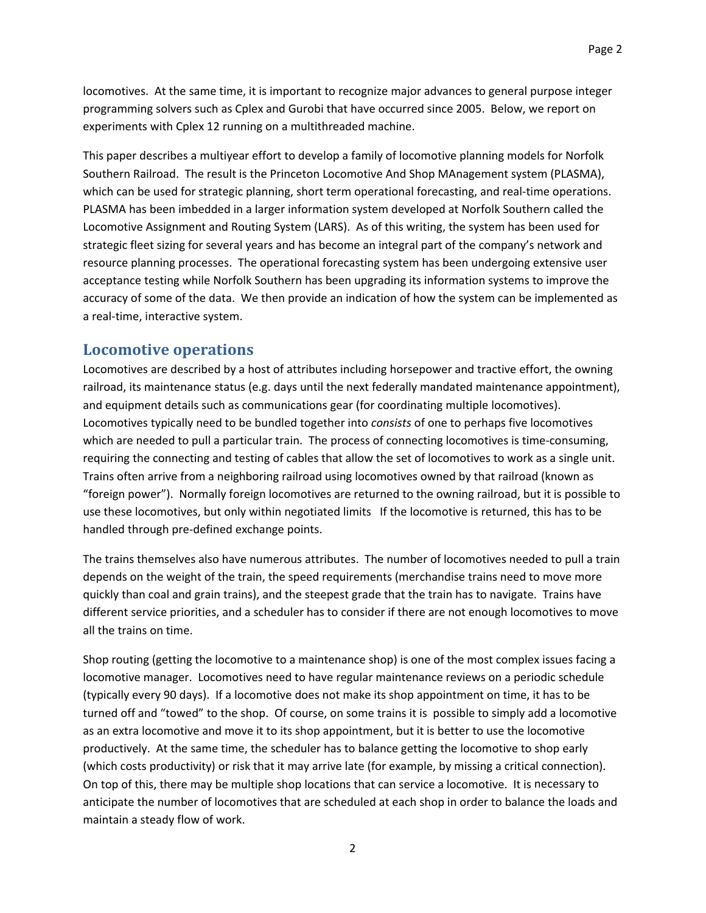locomotives. At the same time, it is important to recognize major advances to general purpose integer programming solvers such as Cplex and Gurobi that have occurred since 2005. Below, we report on experiments with Cplex 12 running on a multithreaded machine.

This paper describes a multiyear effort to develop a family of locomotive planning models for Norfolk Southern Railroad. The result is the Princeton Locomotive And Shop MAnagement system (PLASMA), which can be used for strategic planning, short term operational forecasting, and real-time operations. PLASMA has been imbedded in a larger information system developed at Norfolk Southern called the Locomotive Assignment and Routing System (LARS). As of this writing, the system has been used for strategic fleet sizing for several years and has become an integral part of the company's network and resource planning processes. The operational forecasting system has been undergoing extensive user acceptance testing while Norfolk Southern has been upgrading its information systems to improve the accuracy of some of the data. We then provide an indication of how the system can be implemented as a real-time, interactive system.

## Locomotive operations

Locomotives are described by a host of attributes including horsepower and tractive effort, the owning railroad, its maintenance status (e.g. days until the next federally mandated maintenance appointment), and equipment details such as communications gear (for coordinating multiple locomotives). Locomotives typically need to be bundled together into *consists* of one to perhaps five locomotives which are needed to pull a particular train. The process of connecting locomotives is time-consuming, requiring the connecting and testing of cables that allow the set of locomotives to work as a single unit. Trains often arrive from a neighboring railroad using locomotives owned by that railroad (known as "foreign power"). Normally foreign locomotives are returned to the owning railroad, but it is possible to use these locomotives, but only within negotiated limits If the locomotive is returned, this has to be handled through pre-defined exchange points.

The trains themselves also have numerous attributes. The number of locomotives needed to pull a train depends on the weight of the train, the speed requirements (merchandise trains need to move more quickly than coal and grain trains), and the steepest grade that the train has to navigate. Trains have different service priorities, and a scheduler has to consider if there are not enough locomotives to move all the trains on time.

Shop routing (getting the locomotive to a maintenance shop) is one of the most complex issues facing a locomotive manager. Locomotives need to have regular maintenance reviews on a periodic schedule (typically every 90 days). If a locomotive does not make its shop appointment on time, it has to be turned off and "towed" to the shop. Of course, on some trains it is possible to simply add a locomotive as an extra locomotive and move it to its shop appointment, but it is better to use the locomotive productively. At the same time, the scheduler has to balance getting the locomotive to shop early (which costs productivity) or risk that it may arrive late (for example, by missing a critical connection). On top of this, there may be multiple shop locations that can service a locomotive. It is necessary to anticipate the number of locomotives that are scheduled at each shop in order to balance the loads and maintain a steady flow of work.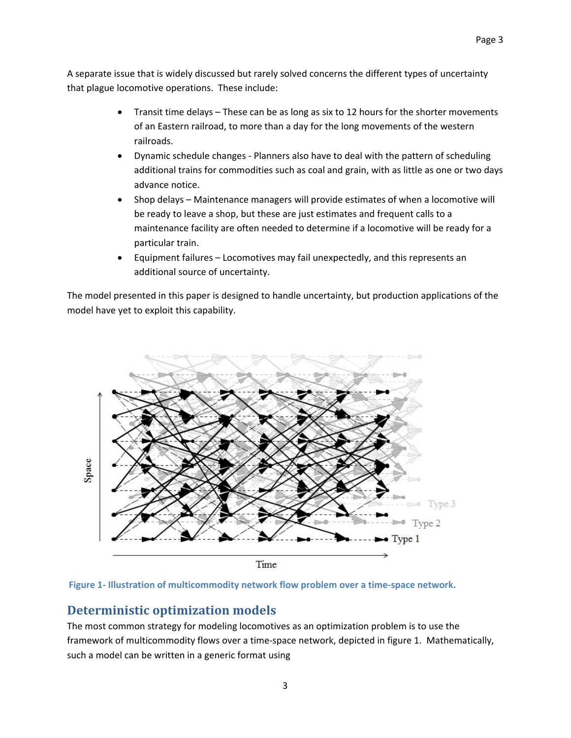A separate issue that is widely discussed but rarely solved concerns the different types of uncertainty that plague locomotive operations. These include:

- Transit time delays – These can be as long as six to 12 hours for the shorter movements of an Eastern railroad, to more than a day for the long movements of the western railroads.
- Dynamic schedule changes - Planners also have to deal with the pattern of scheduling additional trains for commodities such as coal and grain, with as little as one or two days advance notice.
- Shop delays – Maintenance managers will provide estimates of when a locomotive will be ready to leave a shop, but these are just estimates and frequent calls to a maintenance facility are often needed to determine if a locomotive will be ready for a particular train.
- Equipment failures – Locomotives may fail unexpectedly, and this represents an additional source of uncertainty.

The model presented in this paper is designed to handle uncertainty, but production applications of the model have yet to exploit this capability.

Figure 1- Illustration of multicommodity network flow problem over a time-space network.

## Deterministic optimization models

The most common strategy for modeling locomotives as an optimization problem is to use the framework of multicommodity flows over a time-space network, depicted in figure 1. Mathematically, such a model can be written in a generic format using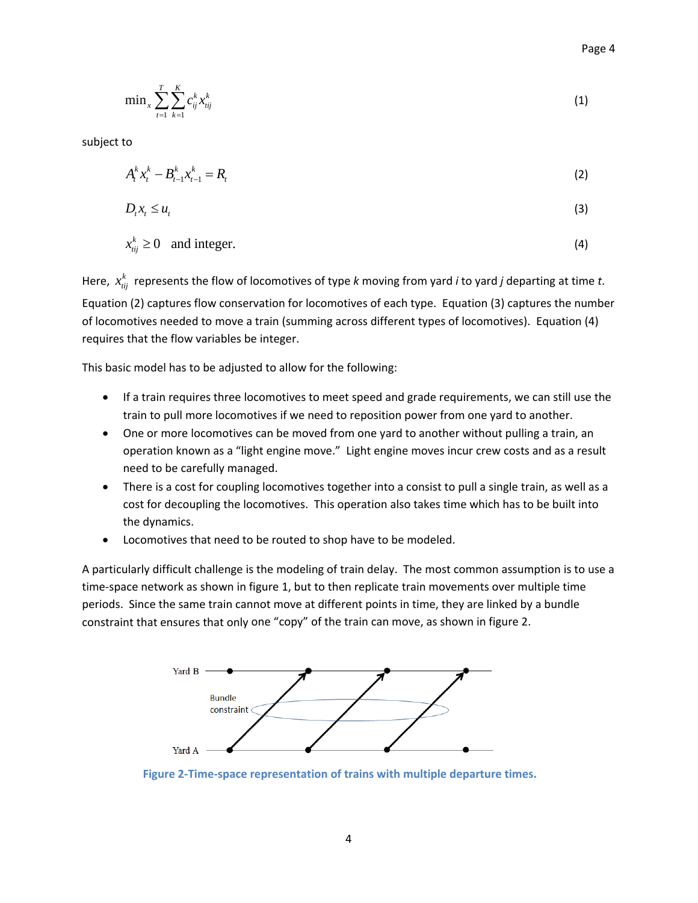$$\min_x \sum_{t=1}^{T} \sum_{k=1}^{K} c_{ij}^k x_{tij}^k \tag{1}$$

subject to

$$A_t^k x_t^k - B_{t-1}^k x_{t-1}^k = R_t \tag{2}$$

$$D_t x_t \leq u_t \tag{3}$$

$$x_{tij}^k \geq 0 \quad \text{and integer.} \tag{4}$$

Here, $x_{tij}^k$ represents the flow of locomotives of type *k* moving from yard *i* to yard *j* departing at time *t*. Equation (2) captures flow conservation for locomotives of each type. Equation (3) captures the number of locomotives needed to move a train (summing across different types of locomotives). Equation (4) requires that the flow variables be integer.

This basic model has to be adjusted to allow for the following:

- If a train requires three locomotives to meet speed and grade requirements, we can still use the train to pull more locomotives if we need to reposition power from one yard to another.
- One or more locomotives can be moved from one yard to another without pulling a train, an operation known as a "light engine move." Light engine moves incur crew costs and as a result need to be carefully managed.
- There is a cost for coupling locomotives together into a consist to pull a single train, as well as a cost for decoupling the locomotives. This operation also takes time which has to be built into the dynamics.
- Locomotives that need to be routed to shop have to be modeled.

A particularly difficult challenge is the modeling of train delay. The most common assumption is to use a time-space network as shown in figure 1, but to then replicate train movements over multiple time periods. Since the same train cannot move at different points in time, they are linked by a bundle constraint that ensures that only one "copy" of the train can move, as shown in figure 2.

**Figure 2-Time-space representation of trains with multiple departure times.**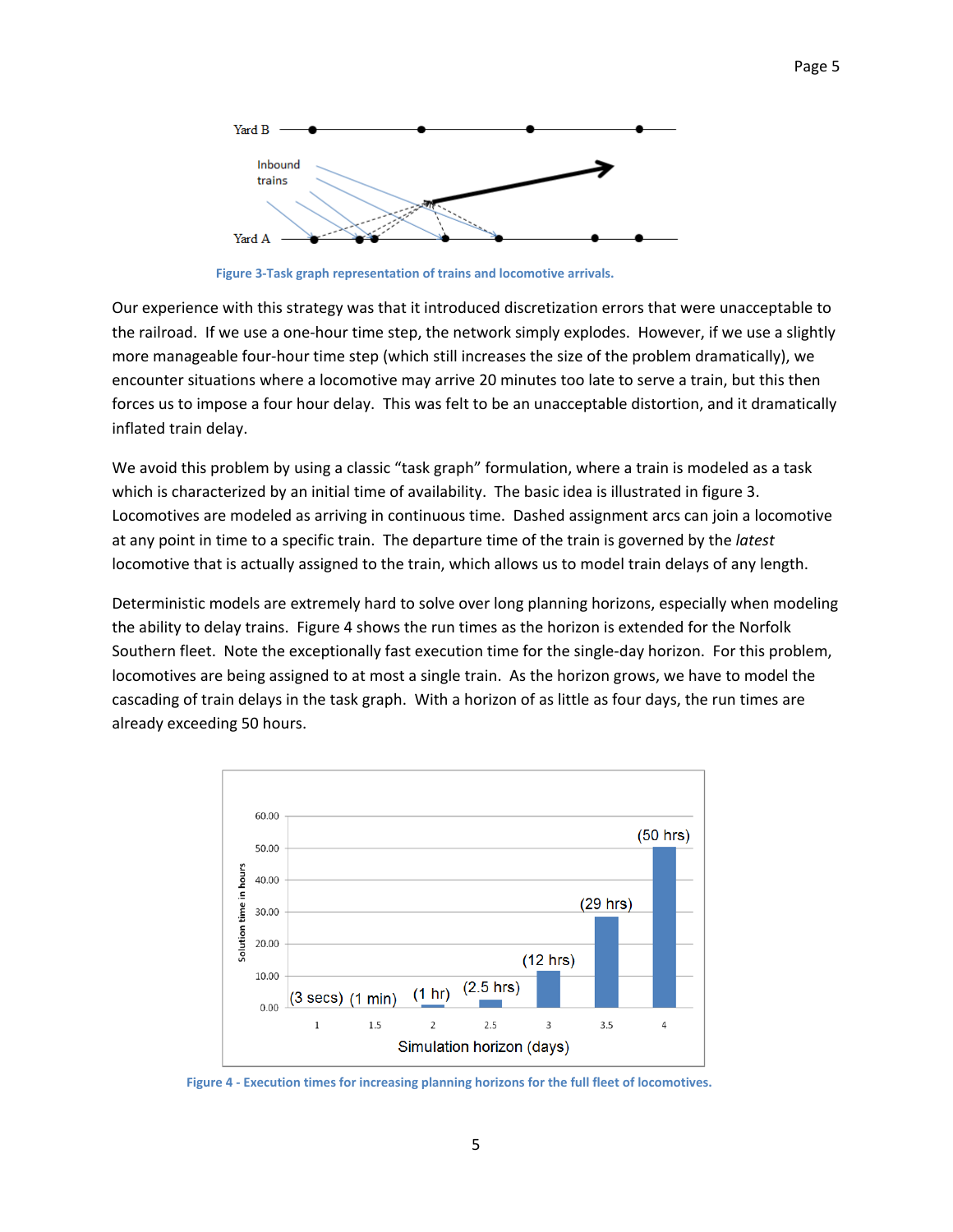Figure 3-Task graph representation of trains and locomotive arrivals.

Our experience with this strategy was that it introduced discretization errors that were unacceptable to the railroad. If we use a one-hour time step, the network simply explodes. However, if we use a slightly more manageable four-hour time step (which still increases the size of the problem dramatically), we encounter situations where a locomotive may arrive 20 minutes too late to serve a train, but this then forces us to impose a four hour delay. This was felt to be an unacceptable distortion, and it dramatically inflated train delay.

We avoid this problem by using a classic "task graph" formulation, where a train is modeled as a task which is characterized by an initial time of availability. The basic idea is illustrated in figure 3. Locomotives are modeled as arriving in continuous time. Dashed assignment arcs can join a locomotive at any point in time to a specific train. The departure time of the train is governed by the *latest* locomotive that is actually assigned to the train, which allows us to model train delays of any length.

Deterministic models are extremely hard to solve over long planning horizons, especially when modeling the ability to delay trains. Figure 4 shows the run times as the horizon is extended for the Norfolk Southern fleet. Note the exceptionally fast execution time for the single-day horizon. For this problem, locomotives are being assigned to at most a single train. As the horizon grows, we have to model the cascading of train delays in the task graph. With a horizon of as little as four days, the run times are already exceeding 50 hours.

Figure 4 - Execution times for increasing planning horizons for the full fleet of locomotives.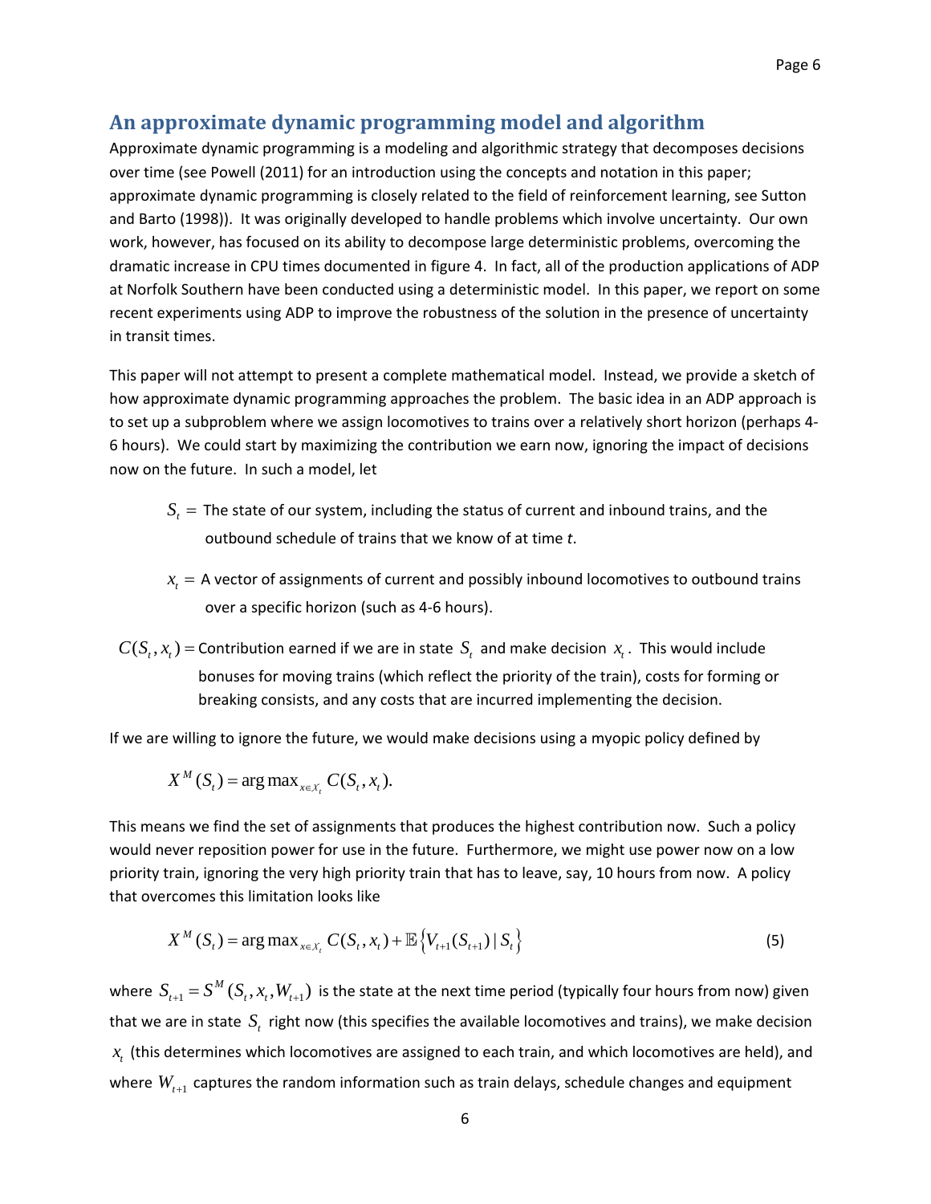## An approximate dynamic programming model and algorithm

Approximate dynamic programming is a modeling and algorithmic strategy that decomposes decisions over time (see Powell (2011) for an introduction using the concepts and notation in this paper; approximate dynamic programming is closely related to the field of reinforcement learning, see Sutton and Barto (1998)). It was originally developed to handle problems which involve uncertainty. Our own work, however, has focused on its ability to decompose large deterministic problems, overcoming the dramatic increase in CPU times documented in figure 4. In fact, all of the production applications of ADP at Norfolk Southern have been conducted using a deterministic model. In this paper, we report on some recent experiments using ADP to improve the robustness of the solution in the presence of uncertainty in transit times.

This paper will not attempt to present a complete mathematical model. Instead, we provide a sketch of how approximate dynamic programming approaches the problem. The basic idea in an ADP approach is to set up a subproblem where we assign locomotives to trains over a relatively short horizon (perhaps 4-6 hours). We could start by maximizing the contribution we earn now, ignoring the impact of decisions now on the future. In such a model, let

$S_t =$ The state of our system, including the status of current and inbound trains, and the outbound schedule of trains that we know of at time *t*.

$x_t =$ A vector of assignments of current and possibly inbound locomotives to outbound trains over a specific horizon (such as 4-6 hours).

$C(S_t, x_t) =$ Contribution earned if we are in state $S_t$ and make decision $x_t$. This would include bonuses for moving trains (which reflect the priority of the train), costs for forming or breaking consists, and any costs that are incurred implementing the decision.

If we are willing to ignore the future, we would make decisions using a myopic policy defined by

$$X^M(S_t) = \arg\max_{x \in \mathcal{X}_t} C(S_t, x_t).$$

This means we find the set of assignments that produces the highest contribution now. Such a policy would never reposition power for use in the future. Furthermore, we might use power now on a low priority train, ignoring the very high priority train that has to leave, say, 10 hours from now. A policy that overcomes this limitation looks like

$$X^M(S_t) = \arg\max_{x \in \mathcal{X}_t} C(S_t, x_t) + \mathbb{E}\left\{V_{t+1}(S_{t+1}) \mid S_t\right\} \tag{5}$$

where $S_{t+1} = S^M(S_t, x_t, W_{t+1})$ is the state at the next time period (typically four hours from now) given that we are in state $S_t$ right now (this specifies the available locomotives and trains), we make decision $x_t$ (this determines which locomotives are assigned to each train, and which locomotives are held), and where $W_{t+1}$ captures the random information such as train delays, schedule changes and equipment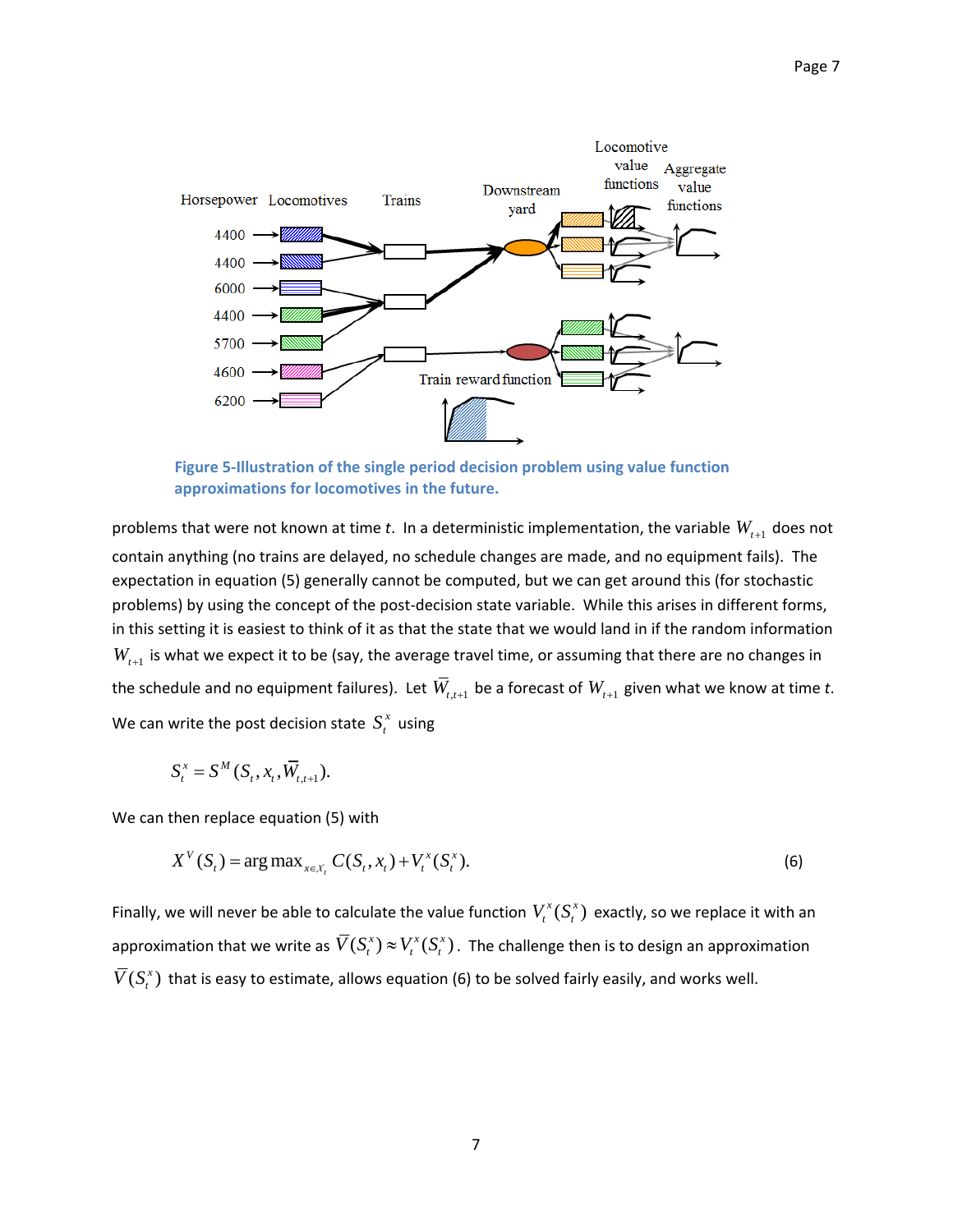Figure 5-Illustration of the single period decision problem using value function approximations for locomotives in the future.

problems that were not known at time $t$. In a deterministic implementation, the variable $W_{t+1}$ does not contain anything (no trains are delayed, no schedule changes are made, and no equipment fails). The expectation in equation (5) generally cannot be computed, but we can get around this (for stochastic problems) by using the concept of the post-decision state variable. While this arises in different forms, in this setting it is easiest to think of it as that the state that we would land in if the random information $W_{t+1}$ is what we expect it to be (say, the average travel time, or assuming that there are no changes in the schedule and no equipment failures). Let $\overline{W}_{t,t+1}$ be a forecast of $W_{t+1}$ given what we know at time $t$. We can write the post decision state $S_t^x$ using

$$S_t^x = S^M(S_t, x_t, \overline{W}_{t,t+1}).$$

We can then replace equation (5) with

$$X^V(S_t) = \arg\max_{x \in X_t} C(S_t, x_t) + V_t^x(S_t^x). \tag{6}$$

Finally, we will never be able to calculate the value function $V_t^x(S_t^x)$ exactly, so we replace it with an approximation that we write as $\overline{V}(S_t^x) \approx V_t^x(S_t^x)$. The challenge then is to design an approximation $\overline{V}(S_t^x)$ that is easy to estimate, allows equation (6) to be solved fairly easily, and works well.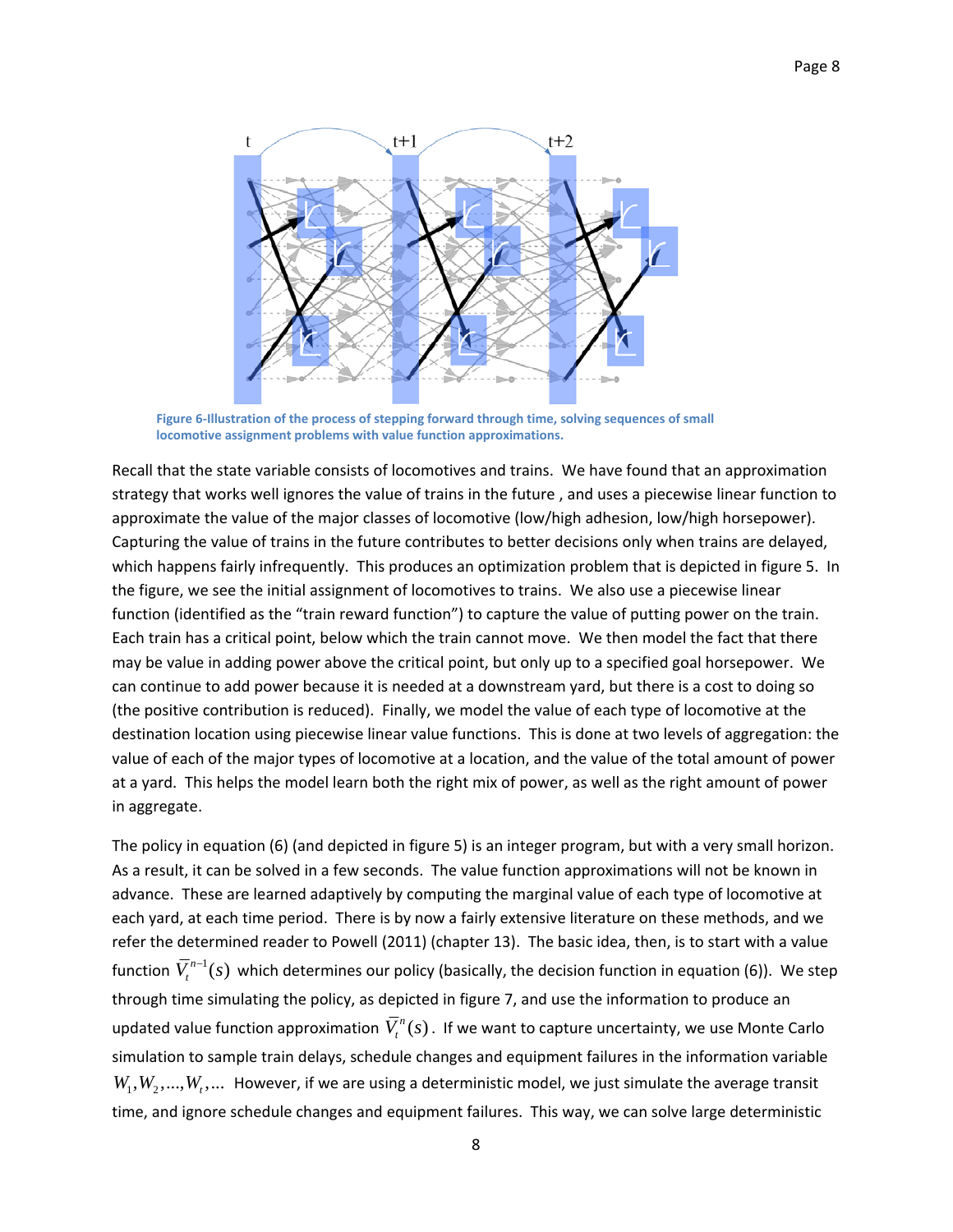t

t+1

t+2

Figure 6-Illustration of the process of stepping forward through time, solving sequences of small locomotive assignment problems with value function approximations.

Recall that the state variable consists of locomotives and trains. We have found that an approximation strategy that works well ignores the value of trains in the future , and uses a piecewise linear function to approximate the value of the major classes of locomotive (low/high adhesion, low/high horsepower). Capturing the value of trains in the future contributes to better decisions only when trains are delayed, which happens fairly infrequently. This produces an optimization problem that is depicted in figure 5. In the figure, we see the initial assignment of locomotives to trains. We also use a piecewise linear function (identified as the "train reward function") to capture the value of putting power on the train. Each train has a critical point, below which the train cannot move. We then model the fact that there may be value in adding power above the critical point, but only up to a specified goal horsepower. We can continue to add power because it is needed at a downstream yard, but there is a cost to doing so (the positive contribution is reduced). Finally, we model the value of each type of locomotive at the destination location using piecewise linear value functions. This is done at two levels of aggregation: the value of each of the major types of locomotive at a location, and the value of the total amount of power at a yard. This helps the model learn both the right mix of power, as well as the right amount of power in aggregate.

The policy in equation (6) (and depicted in figure 5) is an integer program, but with a very small horizon. As a result, it can be solved in a few seconds. The value function approximations will not be known in advance. These are learned adaptively by computing the marginal value of each type of locomotive at each yard, at each time period. There is by now a fairly extensive literature on these methods, and we refer the determined reader to Powell (2011) (chapter 13). The basic idea, then, is to start with a value function $\overline{V}_t^{n-1}(s)$ which determines our policy (basically, the decision function in equation (6)). We step through time simulating the policy, as depicted in figure 7, and use the information to produce an updated value function approximation $\overline{V}_t^{n}(s)$. If we want to capture uncertainty, we use Monte Carlo simulation to sample train delays, schedule changes and equipment failures in the information variable $W_1, W_2, ..., W_t, ...$ However, if we are using a deterministic model, we just simulate the average transit time, and ignore schedule changes and equipment failures. This way, we can solve large deterministic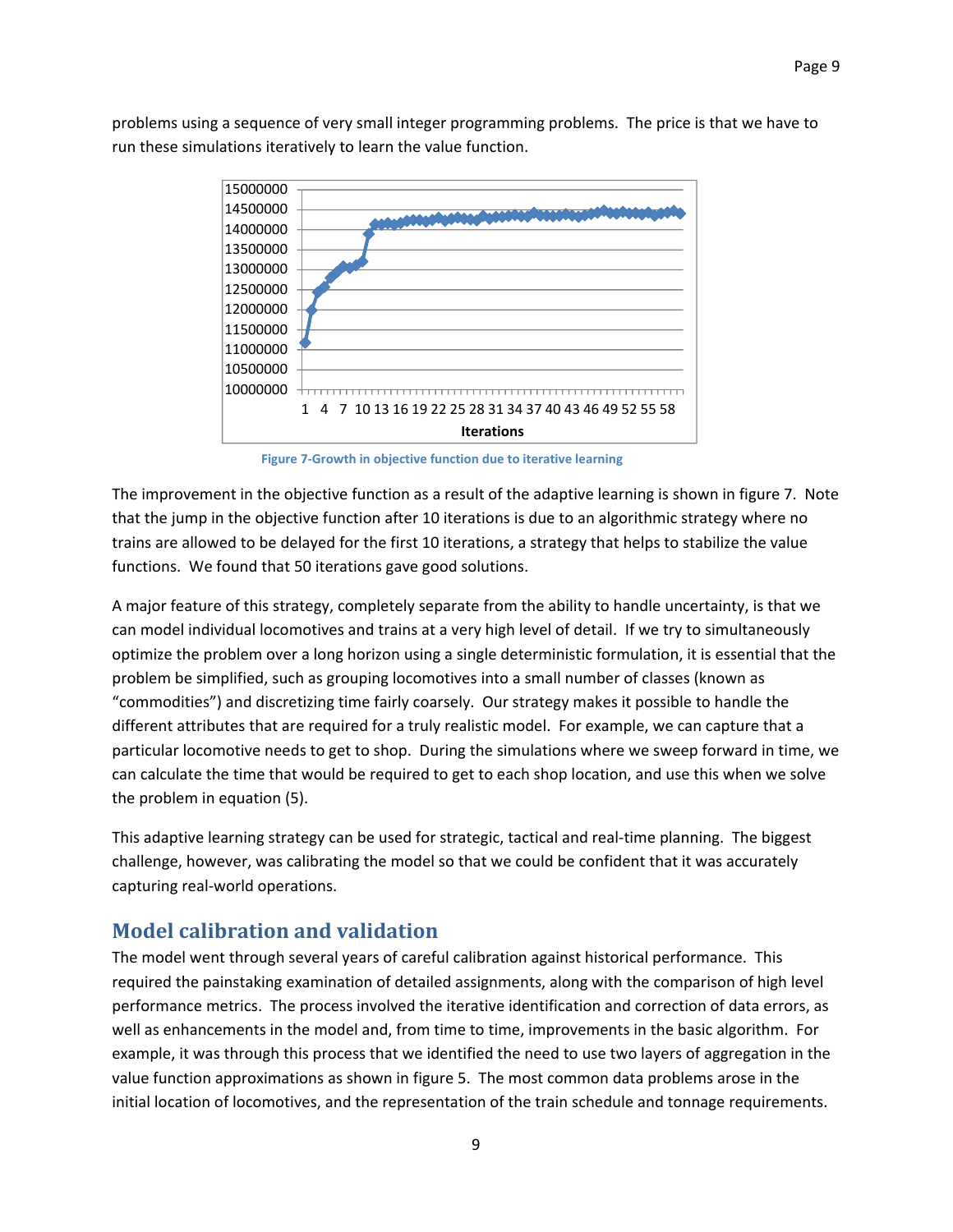problems using a sequence of very small integer programming problems. The price is that we have to run these simulations iteratively to learn the value function.

Figure 7-Growth in objective function due to iterative learning

The improvement in the objective function as a result of the adaptive learning is shown in figure 7. Note that the jump in the objective function after 10 iterations is due to an algorithmic strategy where no trains are allowed to be delayed for the first 10 iterations, a strategy that helps to stabilize the value functions. We found that 50 iterations gave good solutions.

A major feature of this strategy, completely separate from the ability to handle uncertainty, is that we can model individual locomotives and trains at a very high level of detail. If we try to simultaneously optimize the problem over a long horizon using a single deterministic formulation, it is essential that the problem be simplified, such as grouping locomotives into a small number of classes (known as "commodities") and discretizing time fairly coarsely. Our strategy makes it possible to handle the different attributes that are required for a truly realistic model. For example, we can capture that a particular locomotive needs to get to shop. During the simulations where we sweep forward in time, we can calculate the time that would be required to get to each shop location, and use this when we solve the problem in equation (5).

This adaptive learning strategy can be used for strategic, tactical and real-time planning. The biggest challenge, however, was calibrating the model so that we could be confident that it was accurately capturing real-world operations.

## Model calibration and validation

The model went through several years of careful calibration against historical performance. This required the painstaking examination of detailed assignments, along with the comparison of high level performance metrics. The process involved the iterative identification and correction of data errors, as well as enhancements in the model and, from time to time, improvements in the basic algorithm. For example, it was through this process that we identified the need to use two layers of aggregation in the value function approximations as shown in figure 5. The most common data problems arose in the initial location of locomotives, and the representation of the train schedule and tonnage requirements.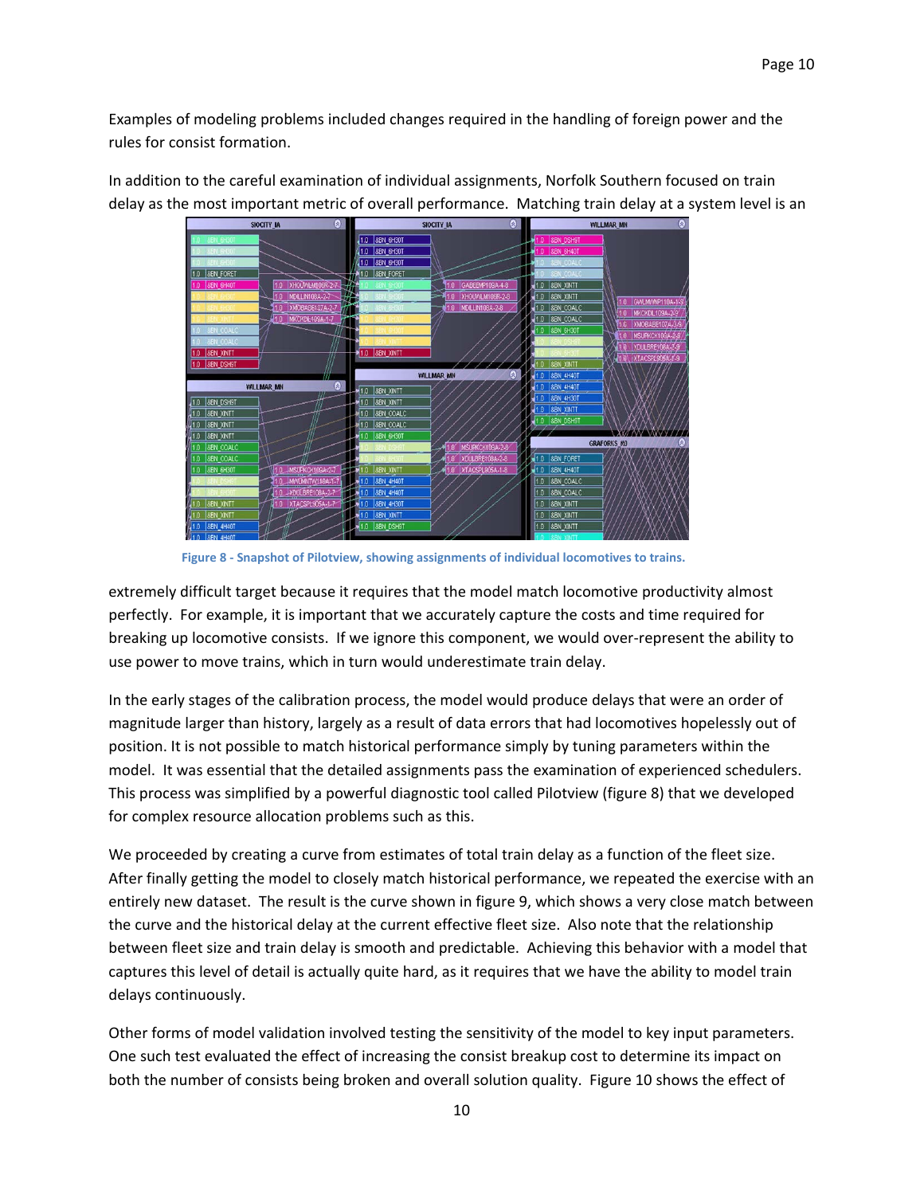Examples of modeling problems included changes required in the handling of foreign power and the rules for consist formation.

In addition to the careful examination of individual assignments, Norfolk Southern focused on train delay as the most important metric of overall performance. Matching train delay at a system level is an extremely difficult target because it requires that the model match locomotive productivity almost perfectly. For example, it is important that we accurately capture the costs and time required for breaking up locomotive consists. If we ignore this component, we would over-represent the ability to use power to move trains, which in turn would underestimate train delay.

Figure 8 - Snapshot of Pilotview, showing assignments of individual locomotives to trains.

In the early stages of the calibration process, the model would produce delays that were an order of magnitude larger than history, largely as a result of data errors that had locomotives hopelessly out of position. It is not possible to match historical performance simply by tuning parameters within the model. It was essential that the detailed assignments pass the examination of experienced schedulers. This process was simplified by a powerful diagnostic tool called Pilotview (figure 8) that we developed for complex resource allocation problems such as this.

We proceeded by creating a curve from estimates of total train delay as a function of the fleet size. After finally getting the model to closely match historical performance, we repeated the exercise with an entirely new dataset. The result is the curve shown in figure 9, which shows a very close match between the curve and the historical delay at the current effective fleet size. Also note that the relationship between fleet size and train delay is smooth and predictable. Achieving this behavior with a model that captures this level of detail is actually quite hard, as it requires that we have the ability to model train delays continuously.

Other forms of model validation involved testing the sensitivity of the model to key input parameters. One such test evaluated the effect of increasing the consist breakup cost to determine its impact on both the number of consists being broken and overall solution quality. Figure 10 shows the effect of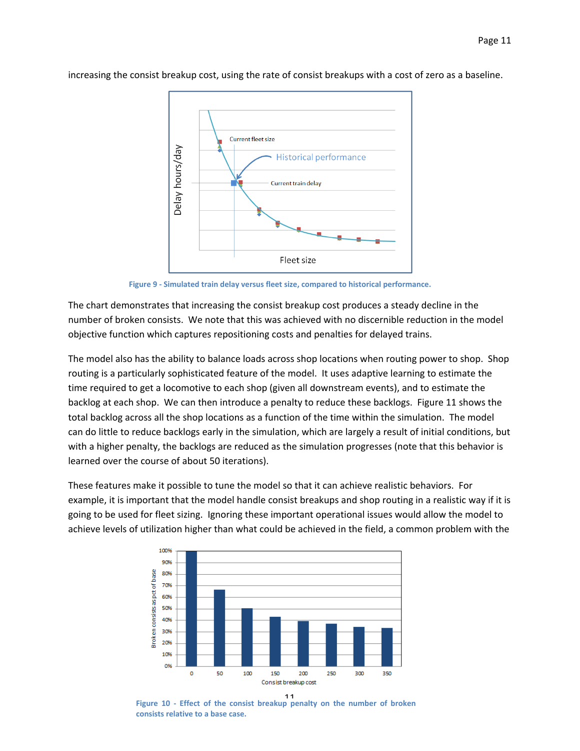increasing the consist breakup cost, using the rate of consist breakups with a cost of zero as a baseline.

Figure 9 - Simulated train delay versus fleet size, compared to historical performance.

The chart demonstrates that increasing the consist breakup cost produces a steady decline in the number of broken consists. We note that this was achieved with no discernible reduction in the model objective function which captures repositioning costs and penalties for delayed trains.

The model also has the ability to balance loads across shop locations when routing power to shop. Shop routing is a particularly sophisticated feature of the model. It uses adaptive learning to estimate the time required to get a locomotive to each shop (given all downstream events), and to estimate the backlog at each shop. We can then introduce a penalty to reduce these backlogs. Figure 11 shows the total backlog across all the shop locations as a function of the time within the simulation. The model can do little to reduce backlogs early in the simulation, which are largely a result of initial conditions, but with a higher penalty, the backlogs are reduced as the simulation progresses (note that this behavior is learned over the course of about 50 iterations).

These features make it possible to tune the model so that it can achieve realistic behaviors. For example, it is important that the model handle consist breakups and shop routing in a realistic way if it is going to be used for fleet sizing. Ignoring these important operational issues would allow the model to achieve levels of utilization higher than what could be achieved in the field, a common problem with the

Figure 10 - Effect of the consist breakup penalty on the number of broken consists relative to a base case.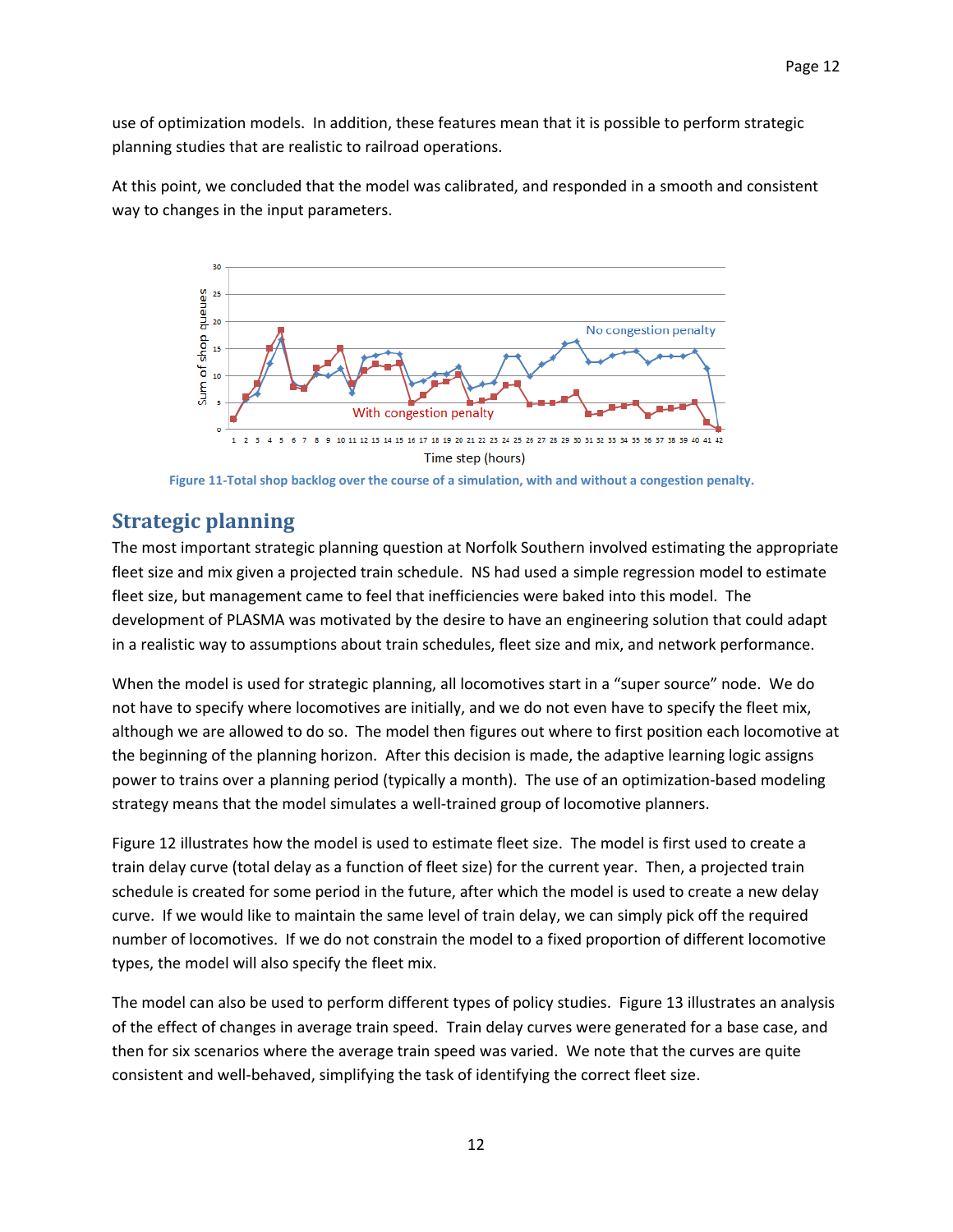use of optimization models. In addition, these features mean that it is possible to perform strategic planning studies that are realistic to railroad operations.

At this point, we concluded that the model was calibrated, and responded in a smooth and consistent way to changes in the input parameters.

Figure 11-Total shop backlog over the course of a simulation, with and without a congestion penalty.

## Strategic planning

The most important strategic planning question at Norfolk Southern involved estimating the appropriate fleet size and mix given a projected train schedule. NS had used a simple regression model to estimate fleet size, but management came to feel that inefficiencies were baked into this model. The development of PLASMA was motivated by the desire to have an engineering solution that could adapt in a realistic way to assumptions about train schedules, fleet size and mix, and network performance.

When the model is used for strategic planning, all locomotives start in a "super source" node. We do not have to specify where locomotives are initially, and we do not even have to specify the fleet mix, although we are allowed to do so. The model then figures out where to first position each locomotive at the beginning of the planning horizon. After this decision is made, the adaptive learning logic assigns power to trains over a planning period (typically a month). The use of an optimization-based modeling strategy means that the model simulates a well-trained group of locomotive planners.

Figure 12 illustrates how the model is used to estimate fleet size. The model is first used to create a train delay curve (total delay as a function of fleet size) for the current year. Then, a projected train schedule is created for some period in the future, after which the model is used to create a new delay curve. If we would like to maintain the same level of train delay, we can simply pick off the required number of locomotives. If we do not constrain the model to a fixed proportion of different locomotive types, the model will also specify the fleet mix.

The model can also be used to perform different types of policy studies. Figure 13 illustrates an analysis of the effect of changes in average train speed. Train delay curves were generated for a base case, and then for six scenarios where the average train speed was varied. We note that the curves are quite consistent and well-behaved, simplifying the task of identifying the correct fleet size.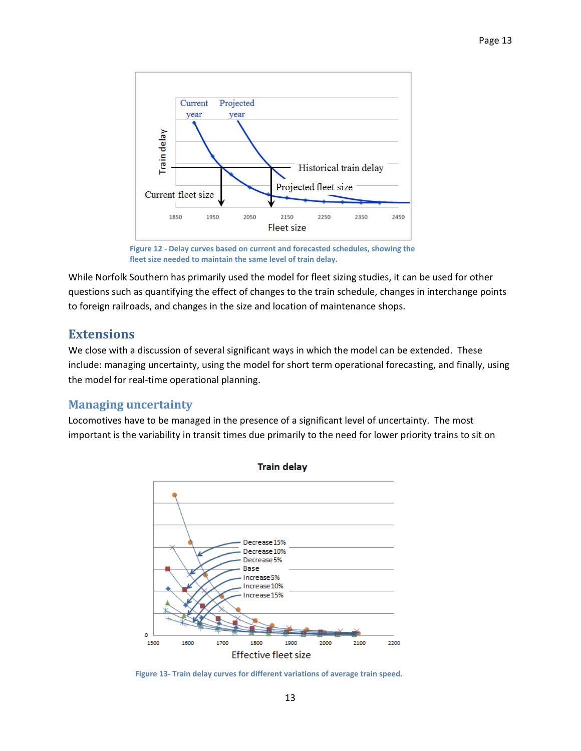Figure 12 - Delay curves based on current and forecasted schedules, showing the fleet size needed to maintain the same level of train delay.

While Norfolk Southern has primarily used the model for fleet sizing studies, it can be used for other questions such as quantifying the effect of changes to the train schedule, changes in interchange points to foreign railroads, and changes in the size and location of maintenance shops.

# Extensions

We close with a discussion of several significant ways in which the model can be extended. These include: managing uncertainty, using the model for short term operational forecasting, and finally, using the model for real-time operational planning.

## Managing uncertainty

Locomotives have to be managed in the presence of a significant level of uncertainty. The most important is the variability in transit times due primarily to the need for lower priority trains to sit on

Figure 13- Train delay curves for different variations of average train speed.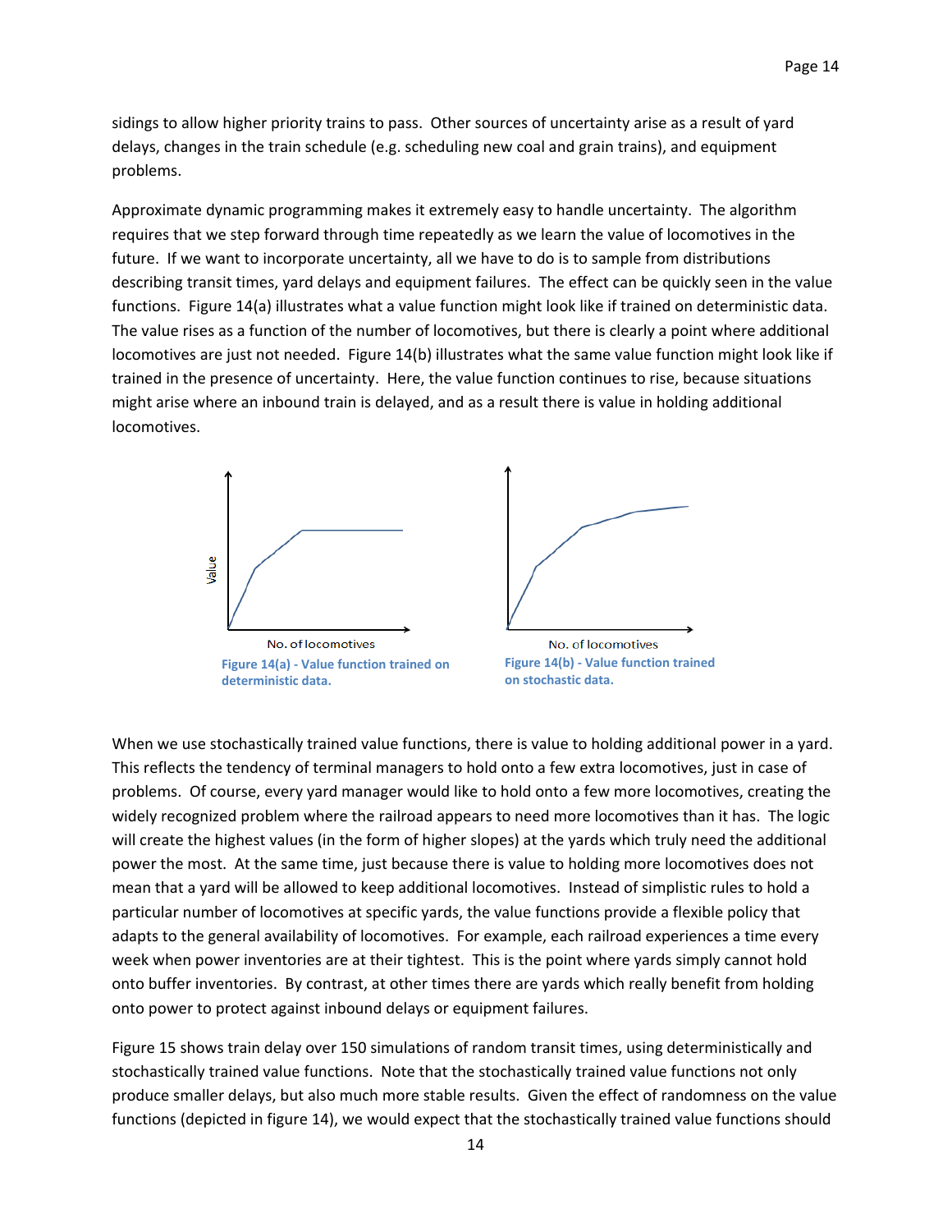sidings to allow higher priority trains to pass. Other sources of uncertainty arise as a result of yard delays, changes in the train schedule (e.g. scheduling new coal and grain trains), and equipment problems.

Approximate dynamic programming makes it extremely easy to handle uncertainty. The algorithm requires that we step forward through time repeatedly as we learn the value of locomotives in the future. If we want to incorporate uncertainty, all we have to do is to sample from distributions describing transit times, yard delays and equipment failures. The effect can be quickly seen in the value functions. Figure 14(a) illustrates what a value function might look like if trained on deterministic data. The value rises as a function of the number of locomotives, but there is clearly a point where additional locomotives are just not needed. Figure 14(b) illustrates what the same value function might look like if trained in the presence of uncertainty. Here, the value function continues to rise, because situations might arise where an inbound train is delayed, and as a result there is value in holding additional locomotives.

Value

No. of locomotives

**Figure 14(a) - Value function trained on deterministic data.**

No. of locomotives

**Figure 14(b) - Value function trained on stochastic data.**

When we use stochastically trained value functions, there is value to holding additional power in a yard. This reflects the tendency of terminal managers to hold onto a few extra locomotives, just in case of problems. Of course, every yard manager would like to hold onto a few more locomotives, creating the widely recognized problem where the railroad appears to need more locomotives than it has. The logic will create the highest values (in the form of higher slopes) at the yards which truly need the additional power the most. At the same time, just because there is value to holding more locomotives does not mean that a yard will be allowed to keep additional locomotives. Instead of simplistic rules to hold a particular number of locomotives at specific yards, the value functions provide a flexible policy that adapts to the general availability of locomotives. For example, each railroad experiences a time every week when power inventories are at their tightest. This is the point where yards simply cannot hold onto buffer inventories. By contrast, at other times there are yards which really benefit from holding onto power to protect against inbound delays or equipment failures.

Figure 15 shows train delay over 150 simulations of random transit times, using deterministically and stochastically trained value functions. Note that the stochastically trained value functions not only produce smaller delays, but also much more stable results. Given the effect of randomness on the value functions (depicted in figure 14), we would expect that the stochastically trained value functions should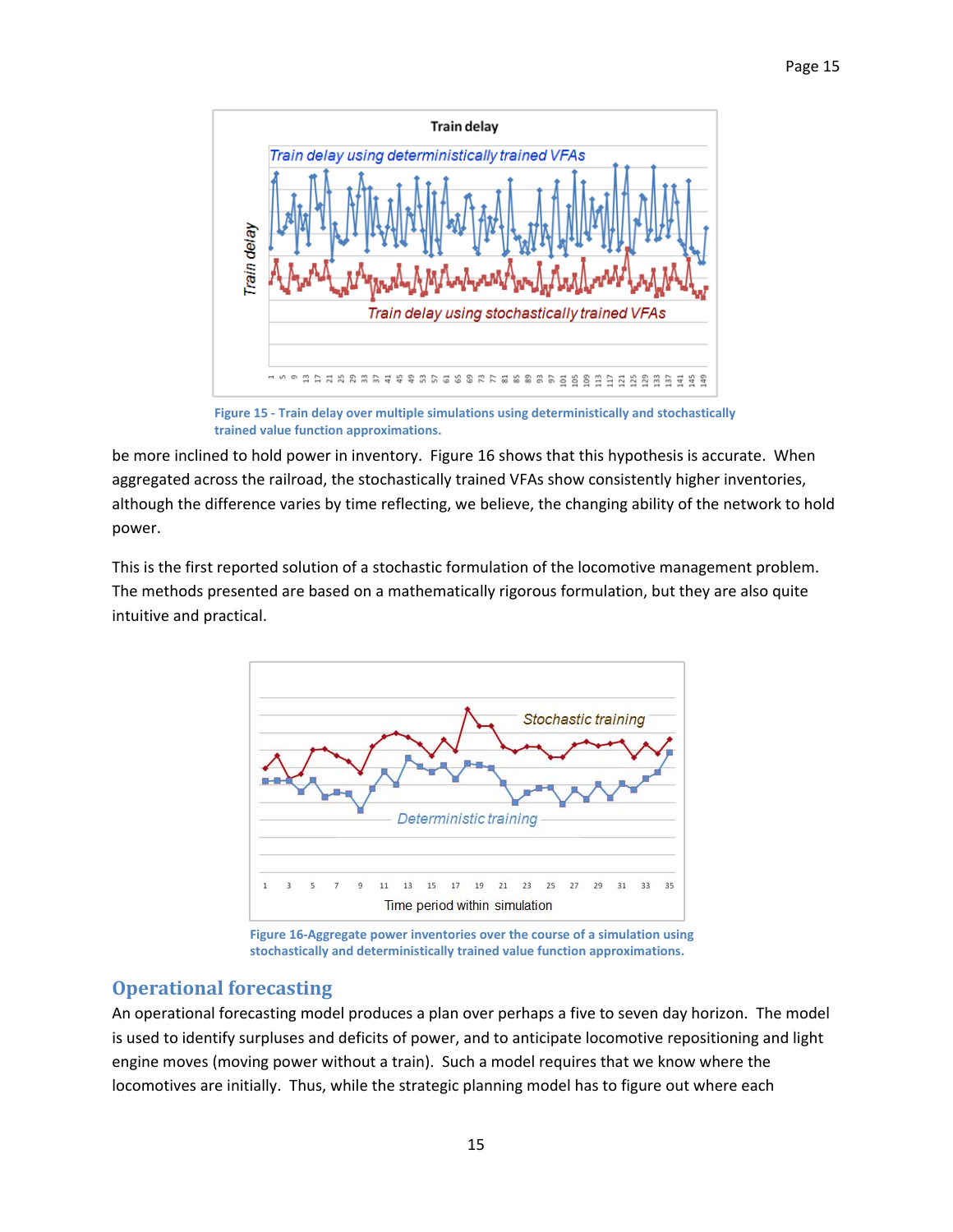Figure 15 - Train delay over multiple simulations using deterministically and stochastically trained value function approximations.

be more inclined to hold power in inventory. Figure 16 shows that this hypothesis is accurate. When aggregated across the railroad, the stochastically trained VFAs show consistently higher inventories, although the difference varies by time reflecting, we believe, the changing ability of the network to hold power.

This is the first reported solution of a stochastic formulation of the locomotive management problem. The methods presented are based on a mathematically rigorous formulation, but they are also quite intuitive and practical.

Figure 16-Aggregate power inventories over the course of a simulation using stochastically and deterministically trained value function approximations.

## Operational forecasting

An operational forecasting model produces a plan over perhaps a five to seven day horizon. The model is used to identify surpluses and deficits of power, and to anticipate locomotive repositioning and light engine moves (moving power without a train). Such a model requires that we know where the locomotives are initially. Thus, while the strategic planning model has to figure out where each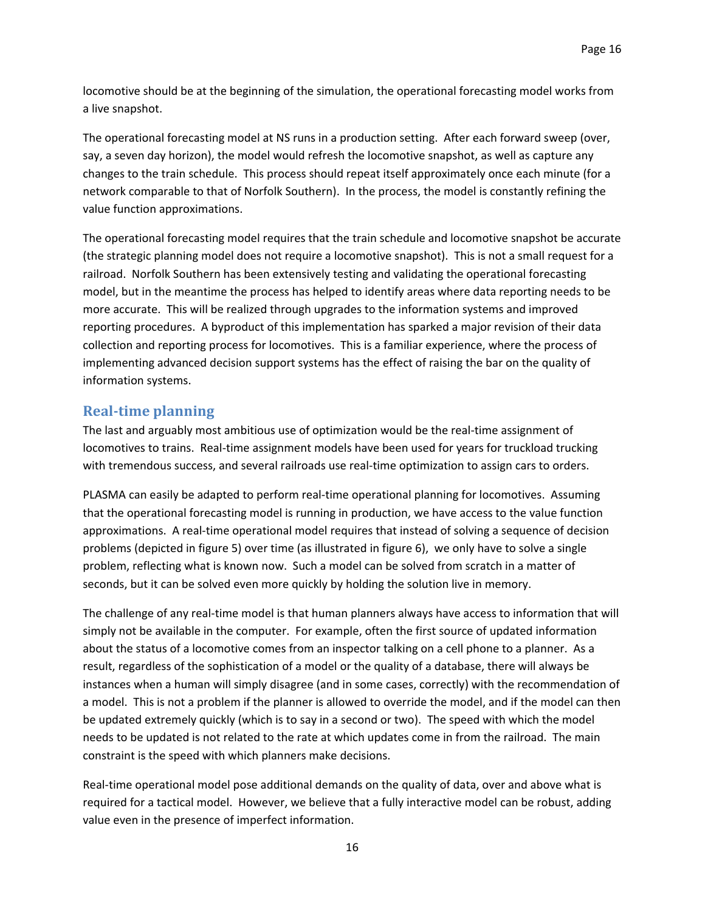locomotive should be at the beginning of the simulation, the operational forecasting model works from a live snapshot.

The operational forecasting model at NS runs in a production setting. After each forward sweep (over, say, a seven day horizon), the model would refresh the locomotive snapshot, as well as capture any changes to the train schedule. This process should repeat itself approximately once each minute (for a network comparable to that of Norfolk Southern). In the process, the model is constantly refining the value function approximations.

The operational forecasting model requires that the train schedule and locomotive snapshot be accurate (the strategic planning model does not require a locomotive snapshot). This is not a small request for a railroad. Norfolk Southern has been extensively testing and validating the operational forecasting model, but in the meantime the process has helped to identify areas where data reporting needs to be more accurate. This will be realized through upgrades to the information systems and improved reporting procedures. A byproduct of this implementation has sparked a major revision of their data collection and reporting process for locomotives. This is a familiar experience, where the process of implementing advanced decision support systems has the effect of raising the bar on the quality of information systems.

## Real-time planning

The last and arguably most ambitious use of optimization would be the real-time assignment of locomotives to trains. Real-time assignment models have been used for years for truckload trucking with tremendous success, and several railroads use real-time optimization to assign cars to orders.

PLASMA can easily be adapted to perform real-time operational planning for locomotives. Assuming that the operational forecasting model is running in production, we have access to the value function approximations. A real-time operational model requires that instead of solving a sequence of decision problems (depicted in figure 5) over time (as illustrated in figure 6), we only have to solve a single problem, reflecting what is known now. Such a model can be solved from scratch in a matter of seconds, but it can be solved even more quickly by holding the solution live in memory.

The challenge of any real-time model is that human planners always have access to information that will simply not be available in the computer. For example, often the first source of updated information about the status of a locomotive comes from an inspector talking on a cell phone to a planner. As a result, regardless of the sophistication of a model or the quality of a database, there will always be instances when a human will simply disagree (and in some cases, correctly) with the recommendation of a model. This is not a problem if the planner is allowed to override the model, and if the model can then be updated extremely quickly (which is to say in a second or two). The speed with which the model needs to be updated is not related to the rate at which updates come in from the railroad. The main constraint is the speed with which planners make decisions.

Real-time operational model pose additional demands on the quality of data, over and above what is required for a tactical model. However, we believe that a fully interactive model can be robust, adding value even in the presence of imperfect information.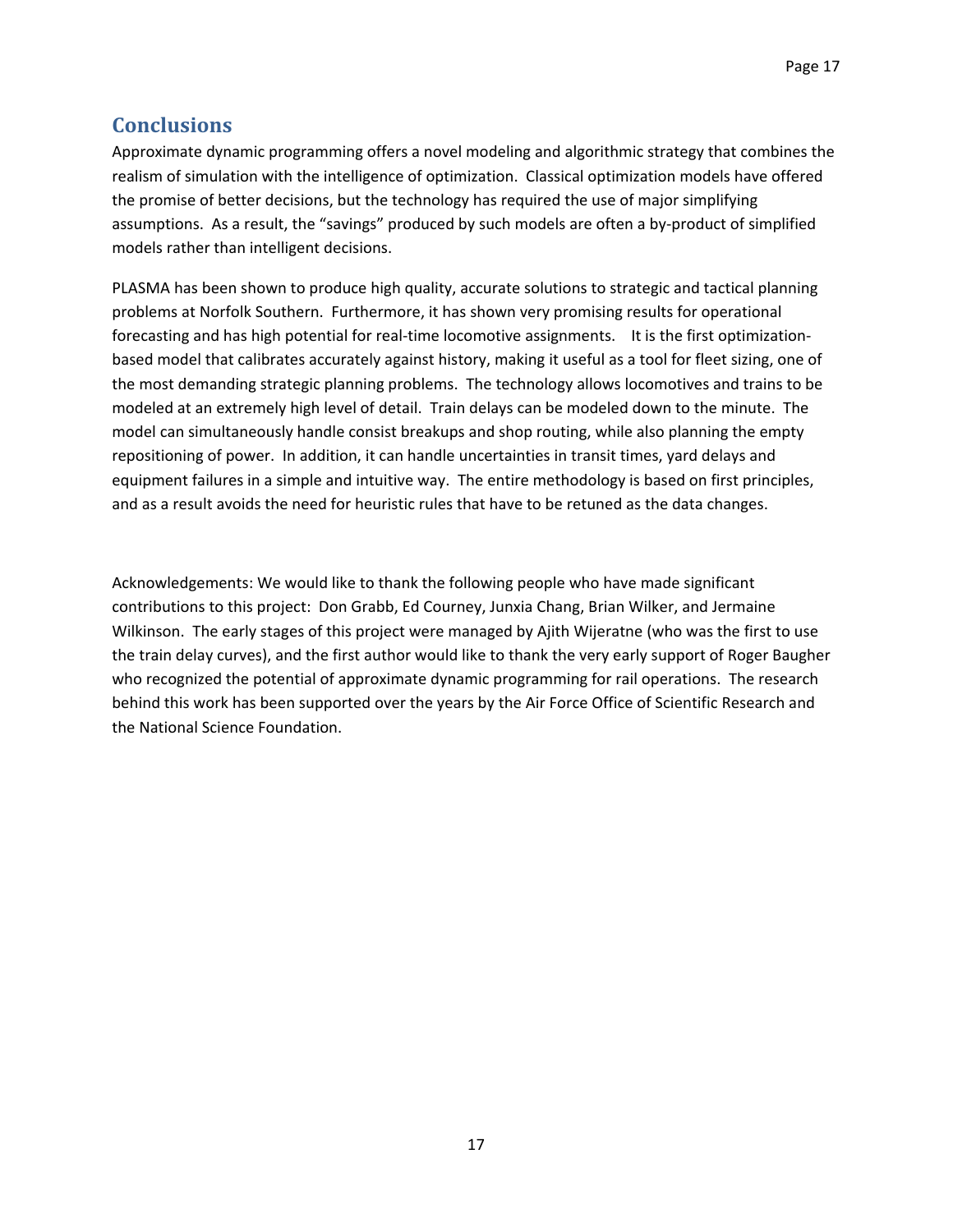## Conclusions

Approximate dynamic programming offers a novel modeling and algorithmic strategy that combines the realism of simulation with the intelligence of optimization. Classical optimization models have offered the promise of better decisions, but the technology has required the use of major simplifying assumptions. As a result, the "savings" produced by such models are often a by-product of simplified models rather than intelligent decisions.

PLASMA has been shown to produce high quality, accurate solutions to strategic and tactical planning problems at Norfolk Southern. Furthermore, it has shown very promising results for operational forecasting and has high potential for real-time locomotive assignments. It is the first optimization-based model that calibrates accurately against history, making it useful as a tool for fleet sizing, one of the most demanding strategic planning problems. The technology allows locomotives and trains to be modeled at an extremely high level of detail. Train delays can be modeled down to the minute. The model can simultaneously handle consist breakups and shop routing, while also planning the empty repositioning of power. In addition, it can handle uncertainties in transit times, yard delays and equipment failures in a simple and intuitive way. The entire methodology is based on first principles, and as a result avoids the need for heuristic rules that have to be retuned as the data changes.

Acknowledgements: We would like to thank the following people who have made significant contributions to this project: Don Grabb, Ed Courney, Junxia Chang, Brian Wilker, and Jermaine Wilkinson. The early stages of this project were managed by Ajith Wijeratne (who was the first to use the train delay curves), and the first author would like to thank the very early support of Roger Baugher who recognized the potential of approximate dynamic programming for rail operations. The research behind this work has been supported over the years by the Air Force Office of Scientific Research and the National Science Foundation.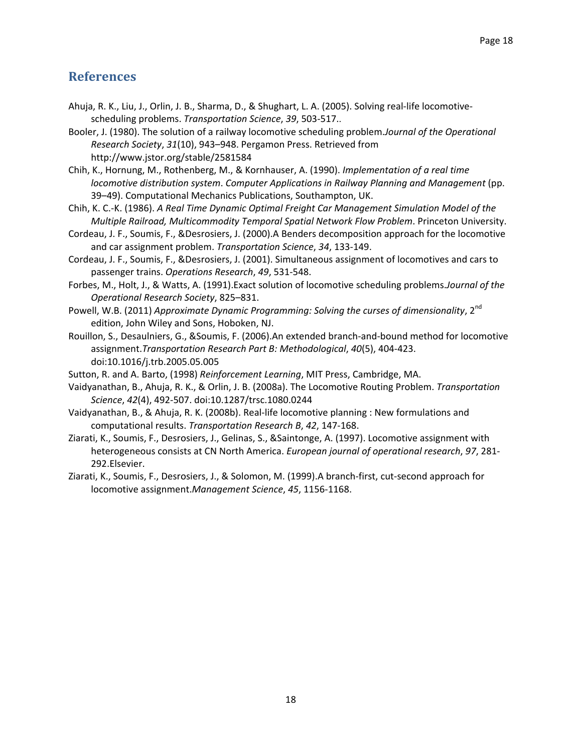## References

Ahuja, R. K., Liu, J., Orlin, J. B., Sharma, D., & Shughart, L. A. (2005). Solving real-life locomotive-scheduling problems. *Transportation Science*, *39*, 503-517..

Booler, J. (1980). The solution of a railway locomotive scheduling problem.*Journal of the Operational Research Society*, *31*(10), 943–948. Pergamon Press. Retrieved from http://www.jstor.org/stable/2581584

Chih, K., Hornung, M., Rothenberg, M., & Kornhauser, A. (1990). *Implementation of a real time locomotive distribution system*. *Computer Applications in Railway Planning and Management* (pp. 39–49). Computational Mechanics Publications, Southampton, UK.

Chih, K. C.-K. (1986). *A Real Time Dynamic Optimal Freight Car Management Simulation Model of the Multiple Railroad, Multicommodity Temporal Spatial Network Flow Problem*. Princeton University.

Cordeau, J. F., Soumis, F., &Desrosiers, J. (2000).A Benders decomposition approach for the locomotive and car assignment problem. *Transportation Science*, *34*, 133-149.

Cordeau, J. F., Soumis, F., &Desrosiers, J. (2001). Simultaneous assignment of locomotives and cars to passenger trains. *Operations Research*, *49*, 531-548.

Forbes, M., Holt, J., & Watts, A. (1991).Exact solution of locomotive scheduling problems.*Journal of the Operational Research Society*, 825–831.

Powell, W.B. (2011) *Approximate Dynamic Programming: Solving the curses of dimensionality*, 2nd edition, John Wiley and Sons, Hoboken, NJ.

Rouillon, S., Desaulniers, G., &Soumis, F. (2006).An extended branch-and-bound method for locomotive assignment.*Transportation Research Part B: Methodological*, *40*(5), 404-423. doi:10.1016/j.trb.2005.05.005

Sutton, R. and A. Barto, (1998) *Reinforcement Learning*, MIT Press, Cambridge, MA.

Vaidyanathan, B., Ahuja, R. K., & Orlin, J. B. (2008a). The Locomotive Routing Problem. *Transportation Science*, *42*(4), 492-507. doi:10.1287/trsc.1080.0244

Vaidyanathan, B., & Ahuja, R. K. (2008b). Real-life locomotive planning : New formulations and computational results. *Transportation Research B*, *42*, 147-168.

Ziarati, K., Soumis, F., Desrosiers, J., Gelinas, S., &Saintonge, A. (1997). Locomotive assignment with heterogeneous consists at CN North America. *European journal of operational research*, *97*, 281-292.Elsevier.

Ziarati, K., Soumis, F., Desrosiers, J., & Solomon, M. (1999).A branch-first, cut-second approach for locomotive assignment.*Management Science*, *45*, 1156-1168.